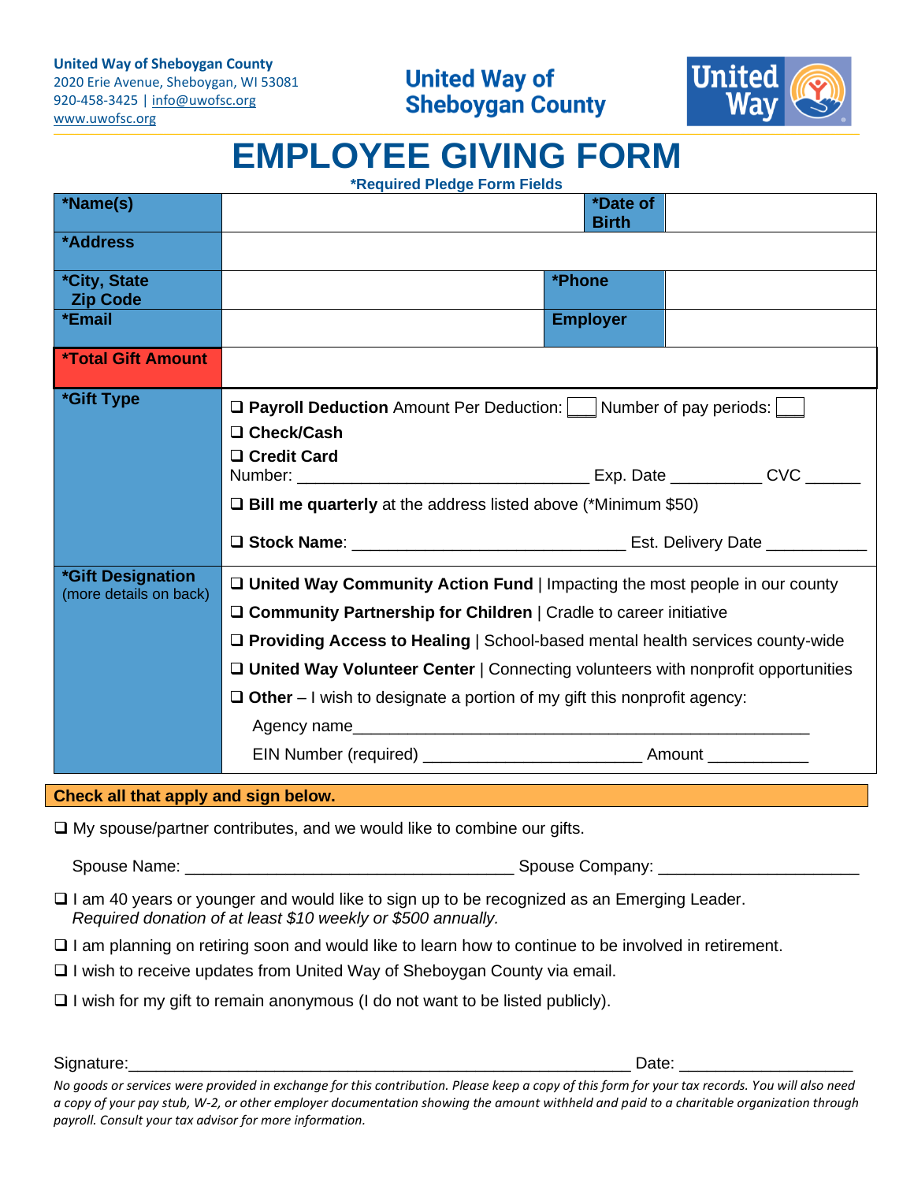United Way of Sheboygan County
2020 Erie Avenue, Sheboygan, WI 53081
920-458-3425 | info@uwofsc.org
www.uwofsc.org

United Way of Sheboygan County

# EMPLOYEE GIVING FORM

**\*Required Pledge Form Fields**

| **\*Name(s)** | | **\*Date of Birth** | |
|---|---|---|---|
| **\*Address** | | | |
| **\*City, State Zip Code** | | **\*Phone** | |
| **\*Email** | | **Employer** | |
| **\*Total Gift Amount** | | | |

**\*Gift Type**

- ❑ **Payroll Deduction** Amount Per Deduction: ____ Number of pay periods: ____
- ❑ **Check/Cash**
- ❑ **Credit Card**
  Number: ________________________________ Exp. Date __________ CVC ______
- ❑ **Bill me quarterly** at the address listed above (\*Minimum $50)
- ❑ **Stock Name**: ______________________________ Est. Delivery Date ___________

**\*Gift Designation** (more details on back)

- ❑ **United Way Community Action Fund** | Impacting the most people in our county
- ❑ **Community Partnership for Children** | Cradle to career initiative
- ❑ **Providing Access to Healing** | School-based mental health services county-wide
- ❑ **United Way Volunteer Center** | Connecting volunteers with nonprofit opportunities
- ❑ **Other** – I wish to designate a portion of my gift this nonprofit agency:
  Agency name_______________________________________________
  EIN Number (required) ________________________ Amount ___________

**Check all that apply and sign below.**

❑ My spouse/partner contributes, and we would like to combine our gifts.

Spouse Name: _____________________________________ Spouse Company: ______________________

❑ I am 40 years or younger and would like to sign up to be recognized as an Emerging Leader.
*Required donation of at least $10 weekly or $500 annually.*

❑ I am planning on retiring soon and would like to learn how to continue to be involved in retirement.

❑ I wish to receive updates from United Way of Sheboygan County via email.

❑ I wish for my gift to remain anonymous (I do not want to be listed publicly).

Signature:_______________________________________________________ Date: ___________________

*No goods or services were provided in exchange for this contribution. Please keep a copy of this form for your tax records. You will also need a copy of your pay stub, W-2, or other employer documentation showing the amount withheld and paid to a charitable organization through payroll. Consult your tax advisor for more information.*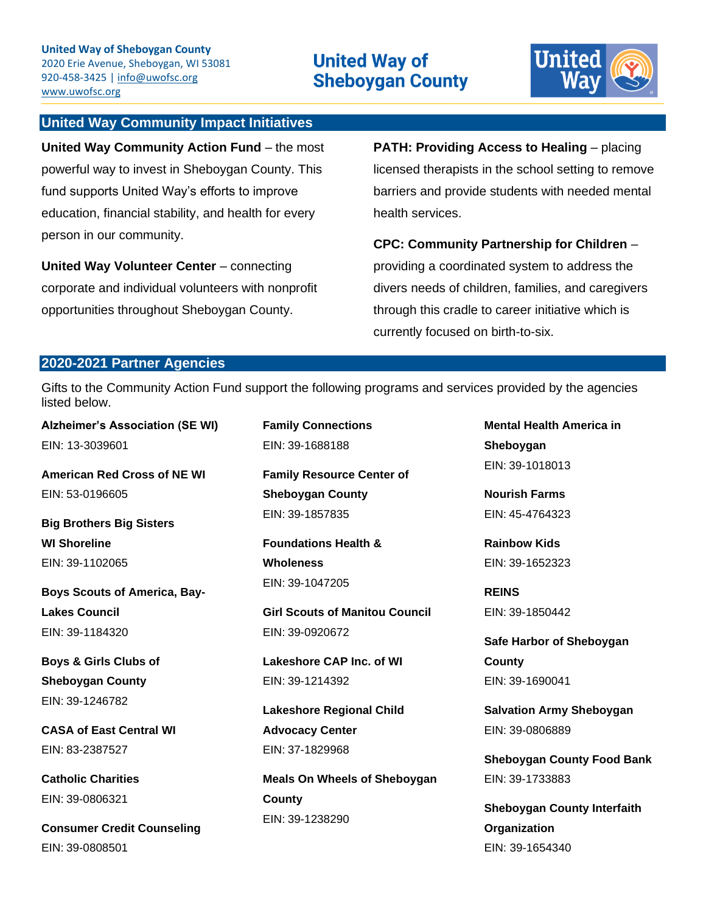**United Way of Sheboygan County**
2020 Erie Avenue, Sheboygan, WI 53081
920-458-3425 | info@uwofsc.org
www.uwofsc.org

# United Way of Sheboygan County

## United Way Community Impact Initiatives

**United Way Community Action Fund** – the most powerful way to invest in Sheboygan County. This fund supports United Way's efforts to improve education, financial stability, and health for every person in our community.

**United Way Volunteer Center** – connecting corporate and individual volunteers with nonprofit opportunities throughout Sheboygan County.

**PATH: Providing Access to Healing** – placing licensed therapists in the school setting to remove barriers and provide students with needed mental health services.

**CPC: Community Partnership for Children** – providing a coordinated system to address the divers needs of children, families, and caregivers through this cradle to career initiative which is currently focused on birth-to-six.

## 2020-2021 Partner Agencies

Gifts to the Community Action Fund support the following programs and services provided by the agencies listed below.

**Alzheimer's Association (SE WI)**
EIN: 13-3039601

**American Red Cross of NE WI**
EIN: 53-0196605

**Big Brothers Big Sisters WI Shoreline**
EIN: 39-1102065

**Boys Scouts of America, Bay-Lakes Council**
EIN: 39-1184320

**Boys & Girls Clubs of Sheboygan County**
EIN: 39-1246782

**CASA of East Central WI**
EIN: 83-2387527

**Catholic Charities**
EIN: 39-0806321

**Consumer Credit Counseling**
EIN: 39-0808501

**Family Connections**
EIN: 39-1688188

**Family Resource Center of Sheboygan County**
EIN: 39-1857835

**Foundations Health & Wholeness**
EIN: 39-1047205

**Girl Scouts of Manitou Council**
EIN: 39-0920672

**Lakeshore CAP Inc. of WI**
EIN: 39-1214392

**Lakeshore Regional Child Advocacy Center**
EIN: 37-1829968

**Meals On Wheels of Sheboygan County**
EIN: 39-1238290

**Mental Health America in Sheboygan**
EIN: 39-1018013

**Nourish Farms**
EIN: 45-4764323

**Rainbow Kids**
EIN: 39-1652323

**REINS**
EIN: 39-1850442

**Safe Harbor of Sheboygan County**
EIN: 39-1690041

**Salvation Army Sheboygan**
EIN: 39-0806889

**Sheboygan County Food Bank**
EIN: 39-1733883

**Sheboygan County Interfaith Organization**
EIN: 39-1654340